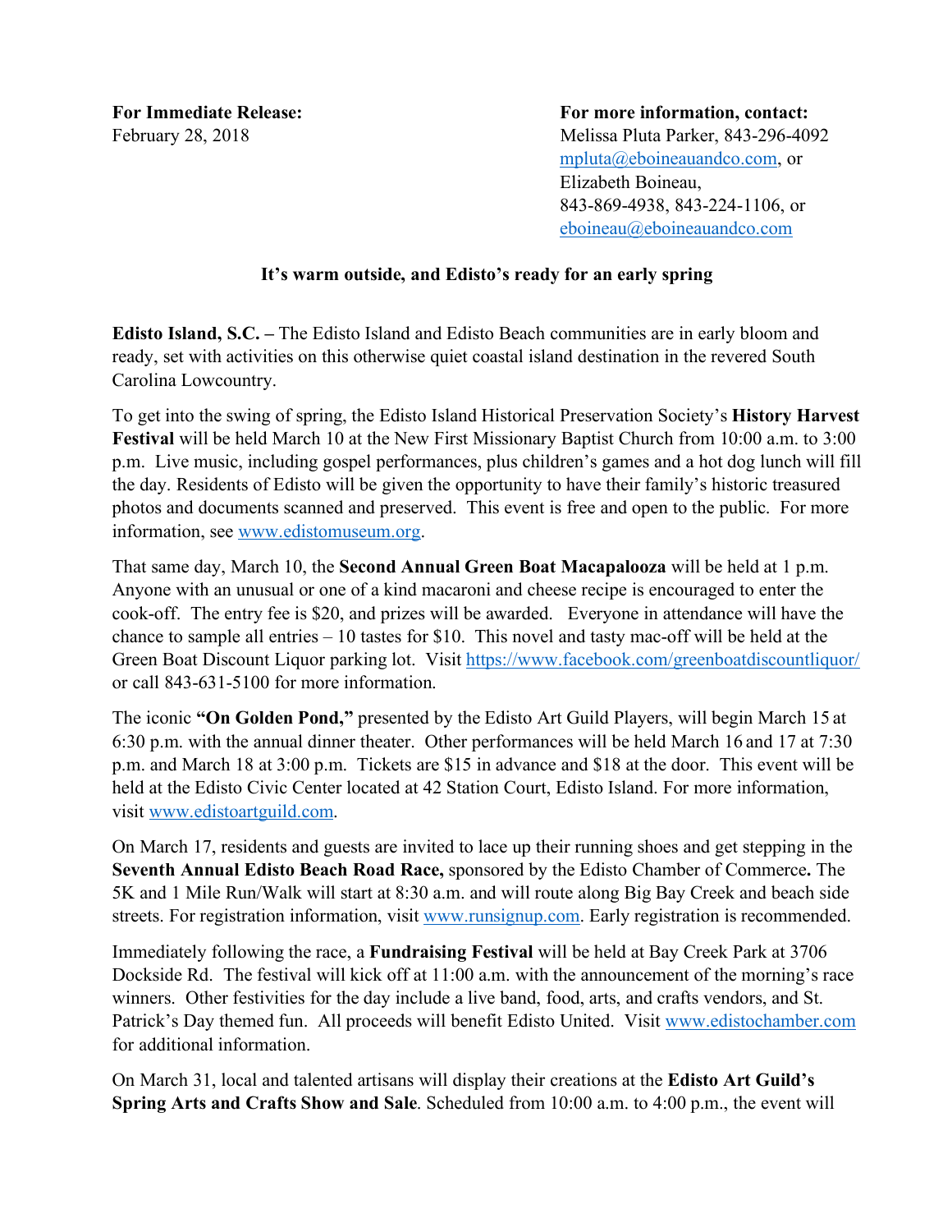**For Immediate Release:**
February 28, 2018

**For more information, contact:**
Melissa Pluta Parker, 843-296-4092
mpluta@eboineauandco.com, or
Elizabeth Boineau,
843-869-4938, 843-224-1106, or
eboineau@eboineauandco.com

## It's warm outside, and Edisto's ready for an early spring

**Edisto Island, S.C. –** The Edisto Island and Edisto Beach communities are in early bloom and ready, set with activities on this otherwise quiet coastal island destination in the revered South Carolina Lowcountry.

To get into the swing of spring, the Edisto Island Historical Preservation Society's **History Harvest Festival** will be held March 10 at the New First Missionary Baptist Church from 10:00 a.m. to 3:00 p.m. Live music, including gospel performances, plus children's games and a hot dog lunch will fill the day. Residents of Edisto will be given the opportunity to have their family's historic treasured photos and documents scanned and preserved. This event is free and open to the public. For more information, see www.edistomuseum.org.

That same day, March 10, the **Second Annual Green Boat Macapalooza** will be held at 1 p.m. Anyone with an unusual or one of a kind macaroni and cheese recipe is encouraged to enter the cook-off. The entry fee is $20, and prizes will be awarded. Everyone in attendance will have the chance to sample all entries – 10 tastes for $10. This novel and tasty mac-off will be held at the Green Boat Discount Liquor parking lot. Visit https://www.facebook.com/greenboatdiscountliquor/ or call 843-631-5100 for more information.

The iconic **"On Golden Pond,"** presented by the Edisto Art Guild Players, will begin March 15 at 6:30 p.m. with the annual dinner theater. Other performances will be held March 16 and 17 at 7:30 p.m. and March 18 at 3:00 p.m. Tickets are $15 in advance and $18 at the door. This event will be held at the Edisto Civic Center located at 42 Station Court, Edisto Island. For more information, visit www.edistoartguild.com.

On March 17, residents and guests are invited to lace up their running shoes and get stepping in the **Seventh Annual Edisto Beach Road Race,** sponsored by the Edisto Chamber of Commerce**.** The 5K and 1 Mile Run/Walk will start at 8:30 a.m. and will route along Big Bay Creek and beach side streets. For registration information, visit www.runsignup.com. Early registration is recommended.

Immediately following the race, a **Fundraising Festival** will be held at Bay Creek Park at 3706 Dockside Rd. The festival will kick off at 11:00 a.m. with the announcement of the morning's race winners. Other festivities for the day include a live band, food, arts, and crafts vendors, and St. Patrick's Day themed fun. All proceeds will benefit Edisto United. Visit www.edistochamber.com for additional information.

On March 31, local and talented artisans will display their creations at the **Edisto Art Guild's Spring Arts and Crafts Show and Sale**. Scheduled from 10:00 a.m. to 4:00 p.m., the event will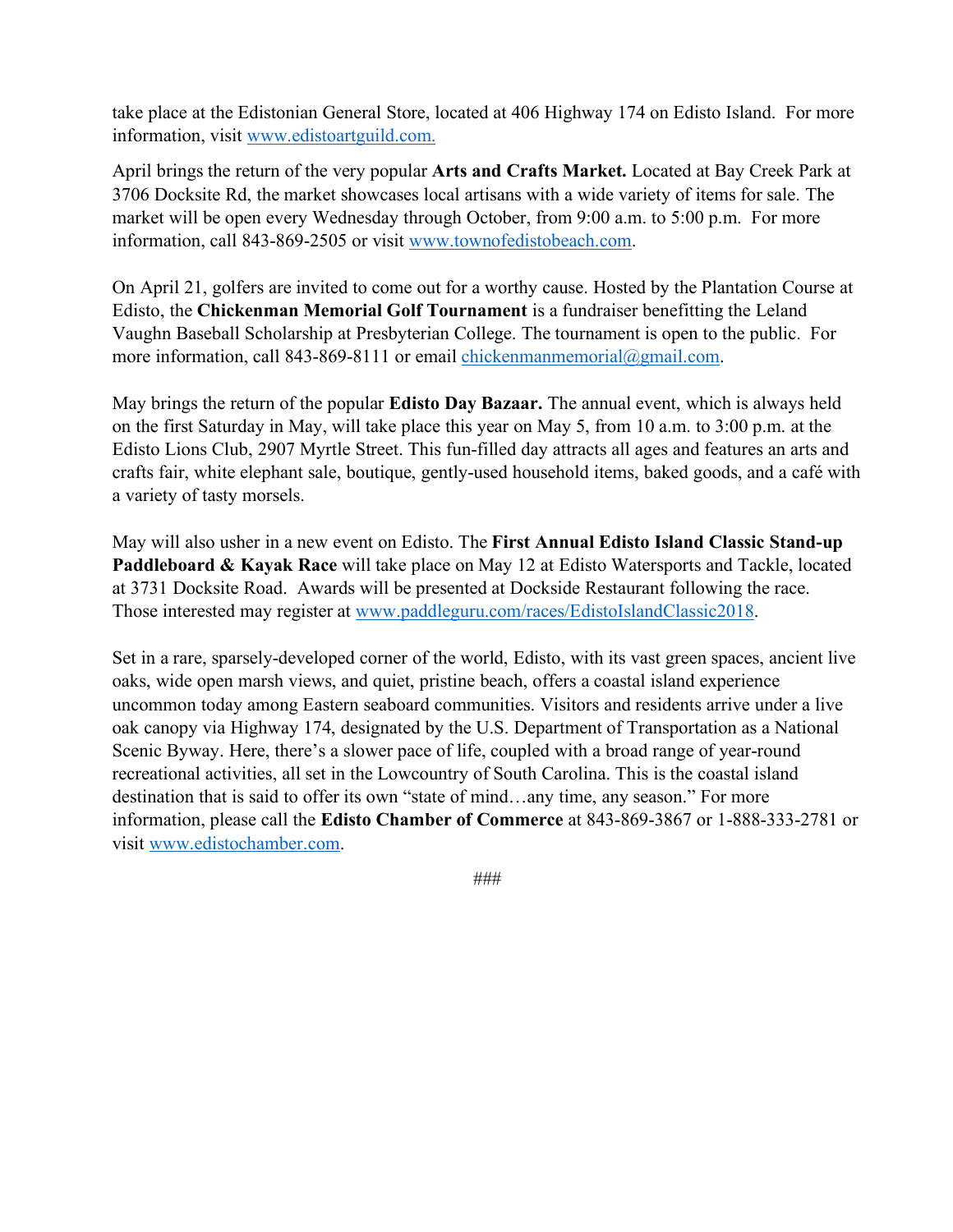take place at the Edistonian General Store, located at 406 Highway 174 on Edisto Island. For more information, visit www.edistoartguild.com.

April brings the return of the very popular **Arts and Crafts Market.** Located at Bay Creek Park at 3706 Docksite Rd, the market showcases local artisans with a wide variety of items for sale. The market will be open every Wednesday through October, from 9:00 a.m. to 5:00 p.m. For more information, call 843-869-2505 or visit www.townofedistobeach.com.

On April 21, golfers are invited to come out for a worthy cause. Hosted by the Plantation Course at Edisto, the **Chickenman Memorial Golf Tournament** is a fundraiser benefitting the Leland Vaughn Baseball Scholarship at Presbyterian College. The tournament is open to the public. For more information, call 843-869-8111 or email chickenmanmemorial@gmail.com.

May brings the return of the popular **Edisto Day Bazaar.** The annual event, which is always held on the first Saturday in May, will take place this year on May 5, from 10 a.m. to 3:00 p.m. at the Edisto Lions Club, 2907 Myrtle Street. This fun-filled day attracts all ages and features an arts and crafts fair, white elephant sale, boutique, gently-used household items, baked goods, and a café with a variety of tasty morsels.

May will also usher in a new event on Edisto. The **First Annual Edisto Island Classic Stand-up Paddleboard & Kayak Race** will take place on May 12 at Edisto Watersports and Tackle, located at 3731 Docksite Road. Awards will be presented at Dockside Restaurant following the race. Those interested may register at www.paddleguru.com/races/EdistoIslandClassic2018.

Set in a rare, sparsely-developed corner of the world, Edisto, with its vast green spaces, ancient live oaks, wide open marsh views, and quiet, pristine beach, offers a coastal island experience uncommon today among Eastern seaboard communities. Visitors and residents arrive under a live oak canopy via Highway 174, designated by the U.S. Department of Transportation as a National Scenic Byway. Here, there's a slower pace of life, coupled with a broad range of year-round recreational activities, all set in the Lowcountry of South Carolina. This is the coastal island destination that is said to offer its own "state of mind…any time, any season." For more information, please call the **Edisto Chamber of Commerce** at 843-869-3867 or 1-888-333-2781 or visit www.edistochamber.com.

###